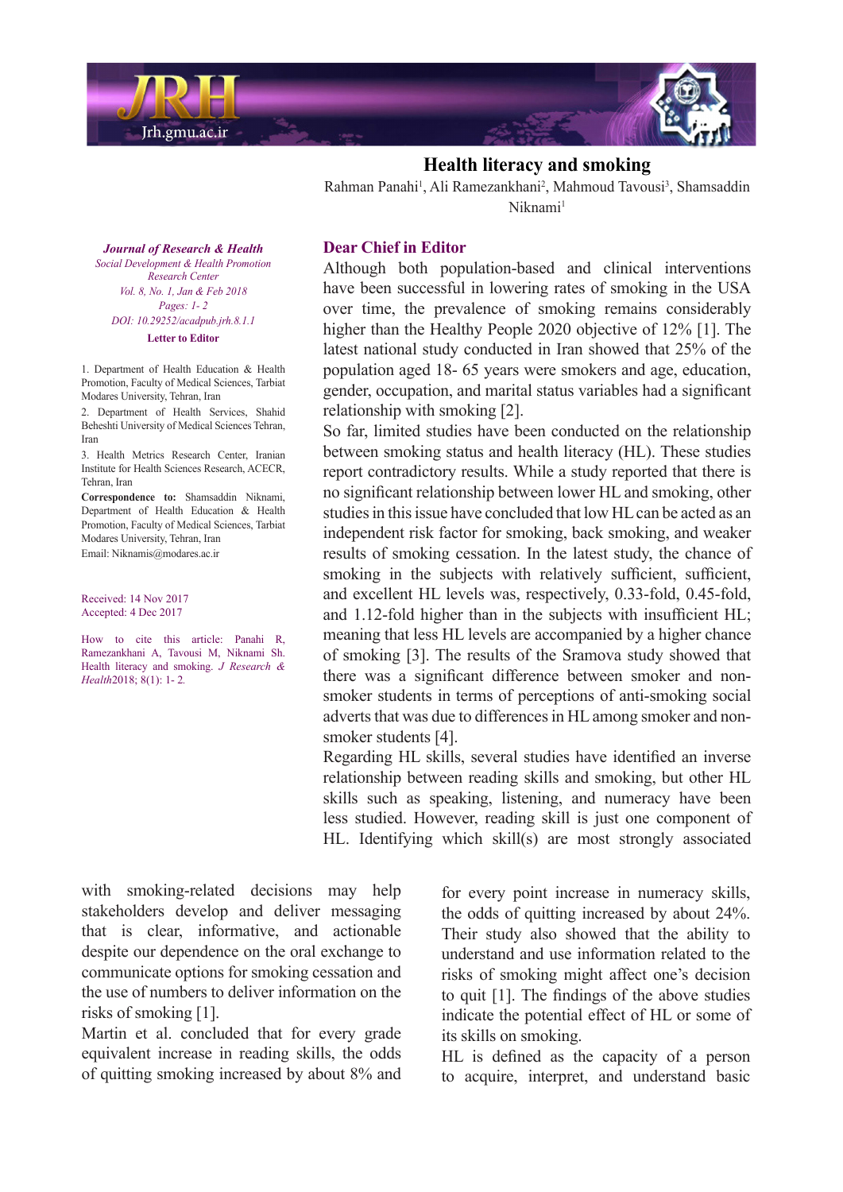# Health literacy and smoking

Rahman Panahi[1], Ali Ramezankhani[2], Mahmoud Tavousi[3], Shamsaddin Niknami[1]

***Journal of Research & Health***
*Social Development & Health Promotion Research Center*
*Vol. 8, No. 1, Jan & Feb 2018*
*Pages: 1- 2*
*DOI: 10.29252/acadpub.jrh.8.1.1*

**Letter to Editor**

1. Department of Health Education & Health Promotion, Faculty of Medical Sciences, Tarbiat Modares University, Tehran, Iran
2. Department of Health Services, Shahid Beheshti University of Medical Sciences Tehran, Iran
3. Health Metrics Research Center, Iranian Institute for Health Sciences Research, ACECR, Tehran, Iran

**Correspondence to:** Shamsaddin Niknami, Department of Health Education & Health Promotion, Faculty of Medical Sciences, Tarbiat Modares University, Tehran, Iran
Email: Niknamis@modares.ac.ir

Received: 14 Nov 2017
Accepted: 4 Dec 2017

How to cite this article: Panahi R, Ramezankhani A, Tavousi M, Niknami Sh. Health literacy and smoking. *J Research & Health*2018; 8(1): 1- 2.

## Dear Chief in Editor

Although both population-based and clinical interventions have been successful in lowering rates of smoking in the USA over time, the prevalence of smoking remains considerably higher than the Healthy People 2020 objective of 12% [1]. The latest national study conducted in Iran showed that 25% of the population aged 18- 65 years were smokers and age, education, gender, occupation, and marital status variables had a significant relationship with smoking [2].

So far, limited studies have been conducted on the relationship between smoking status and health literacy (HL). These studies report contradictory results. While a study reported that there is no significant relationship between lower HL and smoking, other studies in this issue have concluded that low HL can be acted as an independent risk factor for smoking, back smoking, and weaker results of smoking cessation. In the latest study, the chance of smoking in the subjects with relatively sufficient, sufficient, and excellent HL levels was, respectively, 0.33-fold, 0.45-fold, and 1.12-fold higher than in the subjects with insufficient HL; meaning that less HL levels are accompanied by a higher chance of smoking [3]. The results of the Sramova study showed that there was a significant difference between smoker and non-smoker students in terms of perceptions of anti-smoking social adverts that was due to differences in HL among smoker and non-smoker students [4].

Regarding HL skills, several studies have identified an inverse relationship between reading skills and smoking, but other HL skills such as speaking, listening, and numeracy have been less studied. However, reading skill is just one component of HL. Identifying which skill(s) are most strongly associated with smoking-related decisions may help stakeholders develop and deliver messaging that is clear, informative, and actionable despite our dependence on the oral exchange to communicate options for smoking cessation and the use of numbers to deliver information on the risks of smoking [1].

Martin et al. concluded that for every grade equivalent increase in reading skills, the odds of quitting smoking increased by about 8% and for every point increase in numeracy skills, the odds of quitting increased by about 24%. Their study also showed that the ability to understand and use information related to the risks of smoking might affect one's decision to quit [1]. The findings of the above studies indicate the potential effect of HL or some of its skills on smoking.

HL is defined as the capacity of a person to acquire, interpret, and understand basic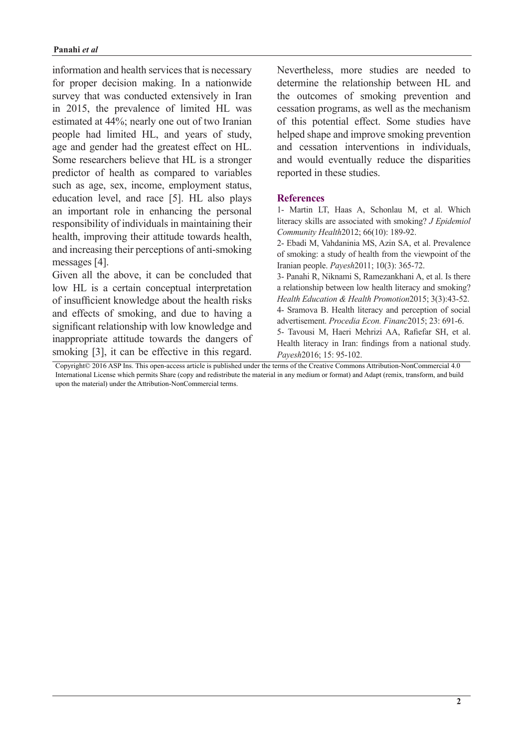information and health services that is necessary for proper decision making. In a nationwide survey that was conducted extensively in Iran in 2015, the prevalence of limited HL was estimated at 44%; nearly one out of two Iranian people had limited HL, and years of study, age and gender had the greatest effect on HL. Some researchers believe that HL is a stronger predictor of health as compared to variables such as age, sex, income, employment status, education level, and race [5]. HL also plays an important role in enhancing the personal responsibility of individuals in maintaining their health, improving their attitude towards health, and increasing their perceptions of anti-smoking messages [4].

Given all the above, it can be concluded that low HL is a certain conceptual interpretation of insufficient knowledge about the health risks and effects of smoking, and due to having a significant relationship with low knowledge and inappropriate attitude towards the dangers of smoking [3], it can be effective in this regard. Nevertheless, more studies are needed to determine the relationship between HL and the outcomes of smoking prevention and cessation programs, as well as the mechanism of this potential effect. Some studies have helped shape and improve smoking prevention and cessation interventions in individuals, and would eventually reduce the disparities reported in these studies.

## References

1- Martin LT, Haas A, Schonlau M, et al. Which literacy skills are associated with smoking? *J Epidemiol Community Health*2012; 66(10): 189-92.

2- Ebadi M, Vahdaninia MS, Azin SA, et al. Prevalence of smoking: a study of health from the viewpoint of the Iranian people. *Payesh*2011; 10(3): 365-72.

3- Panahi R, Niknami S, Ramezankhani A, et al. Is there a relationship between low health literacy and smoking? *Health Education & Health Promotion*2015; 3(3):43-52.

4- Sramova B. Health literacy and perception of social advertisement. *Procedia Econ. Financ*2015; 23: 691-6.

5- Tavousi M, Haeri Mehrizi AA, Rafiefar SH, et al. Health literacy in Iran: findings from a national study. *Payesh*2016; 15: 95-102.

Copyright© 2016 ASP Ins. This open-access article is published under the terms of the Creative Commons Attribution-NonCommercial 4.0 International License which permits Share (copy and redistribute the material in any medium or format) and Adapt (remix, transform, and build upon the material) under the Attribution-NonCommercial terms.